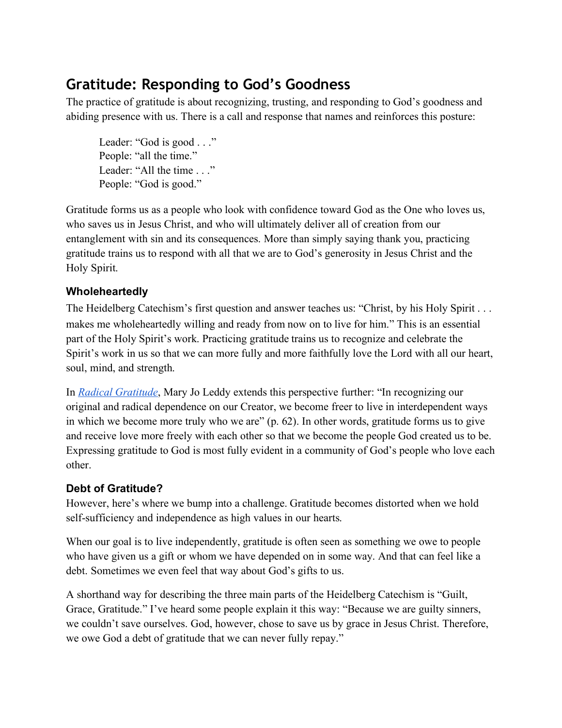# Gratitude: Responding to God's Goodness

The practice of gratitude is about recognizing, trusting, and responding to God's goodness and abiding presence with us. There is a call and response that names and reinforces this posture:

> Leader: "God is good . . ."
> People: "all the time."
> Leader: "All the time . . ."
> People: "God is good."

Gratitude forms us as a people who look with confidence toward God as the One who loves us, who saves us in Jesus Christ, and who will ultimately deliver all of creation from our entanglement with sin and its consequences. More than simply saying thank you, practicing gratitude trains us to respond with all that we are to God's generosity in Jesus Christ and the Holy Spirit.

### Wholeheartedly

The Heidelberg Catechism's first question and answer teaches us: "Christ, by his Holy Spirit . . . makes me wholeheartedly willing and ready from now on to live for him." This is an essential part of the Holy Spirit's work. Practicing gratitude trains us to recognize and celebrate the Spirit's work in us so that we can more fully and more faithfully love the Lord with all our heart, soul, mind, and strength.

In *Radical Gratitude*, Mary Jo Leddy extends this perspective further: "In recognizing our original and radical dependence on our Creator, we become freer to live in interdependent ways in which we become more truly who we are" (p. 62). In other words, gratitude forms us to give and receive love more freely with each other so that we become the people God created us to be. Expressing gratitude to God is most fully evident in a community of God's people who love each other.

### Debt of Gratitude?

However, here's where we bump into a challenge. Gratitude becomes distorted when we hold self-sufficiency and independence as high values in our hearts.

When our goal is to live independently, gratitude is often seen as something we owe to people who have given us a gift or whom we have depended on in some way. And that can feel like a debt. Sometimes we even feel that way about God's gifts to us.

A shorthand way for describing the three main parts of the Heidelberg Catechism is "Guilt, Grace, Gratitude." I've heard some people explain it this way: "Because we are guilty sinners, we couldn't save ourselves. God, however, chose to save us by grace in Jesus Christ. Therefore, we owe God a debt of gratitude that we can never fully repay."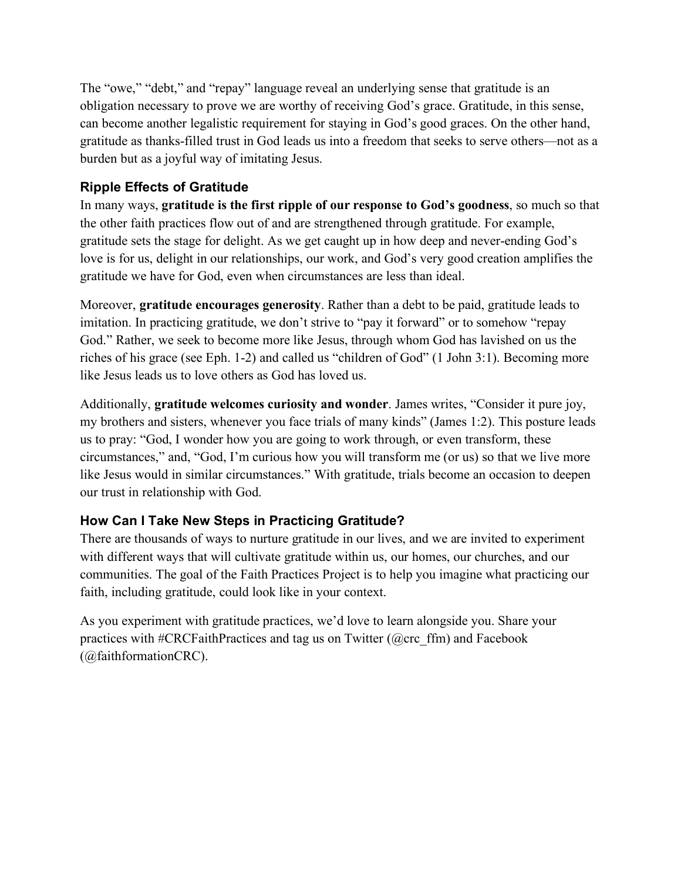The “owe,” “debt,” and “repay” language reveal an underlying sense that gratitude is an obligation necessary to prove we are worthy of receiving God’s grace. Gratitude, in this sense, can become another legalistic requirement for staying in God’s good graces. On the other hand, gratitude as thanks-filled trust in God leads us into a freedom that seeks to serve others—not as a burden but as a joyful way of imitating Jesus.

### Ripple Effects of Gratitude

In many ways, **gratitude is the first ripple of our response to God’s goodness**, so much so that the other faith practices flow out of and are strengthened through gratitude. For example, gratitude sets the stage for delight. As we get caught up in how deep and never-ending God’s love is for us, delight in our relationships, our work, and God’s very good creation amplifies the gratitude we have for God, even when circumstances are less than ideal.

Moreover, **gratitude encourages generosity**. Rather than a debt to be paid, gratitude leads to imitation. In practicing gratitude, we don’t strive to “pay it forward” or to somehow “repay God.” Rather, we seek to become more like Jesus, through whom God has lavished on us the riches of his grace (see Eph. 1-2) and called us “children of God” (1 John 3:1). Becoming more like Jesus leads us to love others as God has loved us.

Additionally, **gratitude welcomes curiosity and wonder**. James writes, “Consider it pure joy, my brothers and sisters, whenever you face trials of many kinds” (James 1:2). This posture leads us to pray: “God, I wonder how you are going to work through, or even transform, these circumstances,” and, “God, I’m curious how you will transform me (or us) so that we live more like Jesus would in similar circumstances.” With gratitude, trials become an occasion to deepen our trust in relationship with God.

### How Can I Take New Steps in Practicing Gratitude?

There are thousands of ways to nurture gratitude in our lives, and we are invited to experiment with different ways that will cultivate gratitude within us, our homes, our churches, and our communities. The goal of the Faith Practices Project is to help you imagine what practicing our faith, including gratitude, could look like in your context.

As you experiment with gratitude practices, we’d love to learn alongside you. Share your practices with #CRCFaithPractices and tag us on Twitter (@crc_ffm) and Facebook (@faithformationCRC).